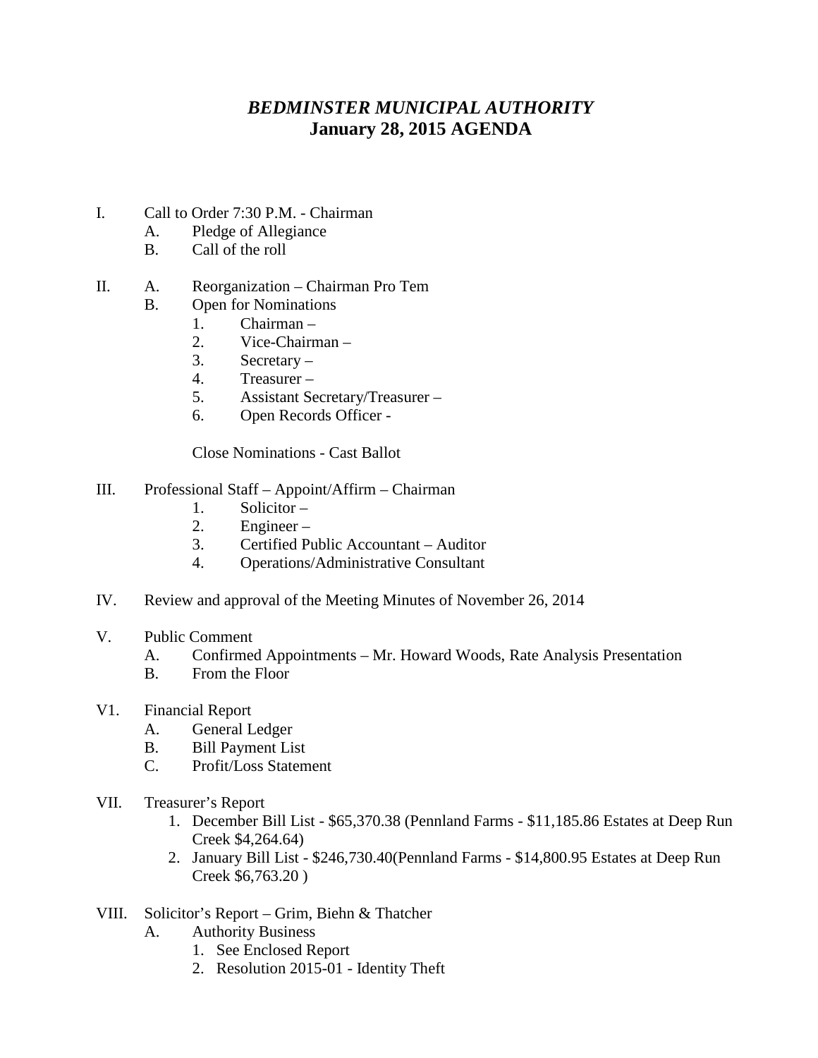# *BEDMINSTER MUNICIPAL AUTHORITY*
# January 28, 2015 AGENDA

I. Call to Order 7:30 P.M. - Chairman
   - A. Pledge of Allegiance
   - B. Call of the roll

II. A. Reorganization – Chairman Pro Tem
   - B. Open for Nominations
     1. Chairman –
     2. Vice-Chairman –
     3. Secretary –
     4. Treasurer –
     5. Assistant Secretary/Treasurer –
     6. Open Records Officer -

   Close Nominations - Cast Ballot

III. Professional Staff – Appoint/Affirm – Chairman
   1. Solicitor –
   2. Engineer –
   3. Certified Public Accountant – Auditor
   4. Operations/Administrative Consultant

IV. Review and approval of the Meeting Minutes of November 26, 2014

V. Public Comment
   - A. Confirmed Appointments – Mr. Howard Woods, Rate Analysis Presentation
   - B. From the Floor

V1. Financial Report
   - A. General Ledger
   - B. Bill Payment List
   - C. Profit/Loss Statement

VII. Treasurer's Report
   1. December Bill List - $65,370.38 (Pennland Farms - $11,185.86 Estates at Deep Run Creek $4,264.64)
   2. January Bill List - $246,730.40(Pennland Farms - $14,800.95 Estates at Deep Run Creek $6,763.20 )

VIII. Solicitor's Report – Grim, Biehn & Thatcher
   - A. Authority Business
     1. See Enclosed Report
     2. Resolution 2015-01 - Identity Theft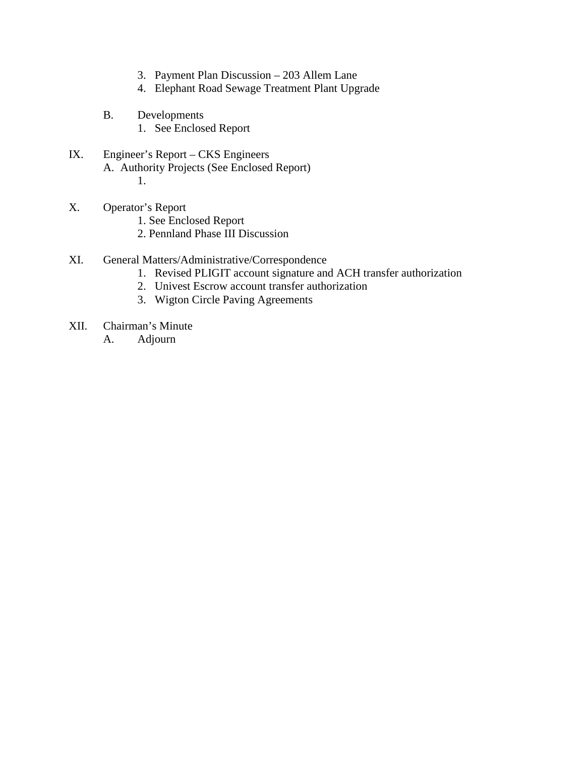3. Payment Plan Discussion – 203 Allem Lane
4. Elephant Road Sewage Treatment Plant Upgrade

B. Developments
   1. See Enclosed Report

IX. Engineer's Report – CKS Engineers
   A. Authority Projects (See Enclosed Report)
      1.

X. Operator's Report
   1. See Enclosed Report
   2. Pennland Phase III Discussion

XI. General Matters/Administrative/Correspondence
   1. Revised PLIGIT account signature and ACH transfer authorization
   2. Univest Escrow account transfer authorization
   3. Wigton Circle Paving Agreements

XII. Chairman's Minute
   A. Adjourn